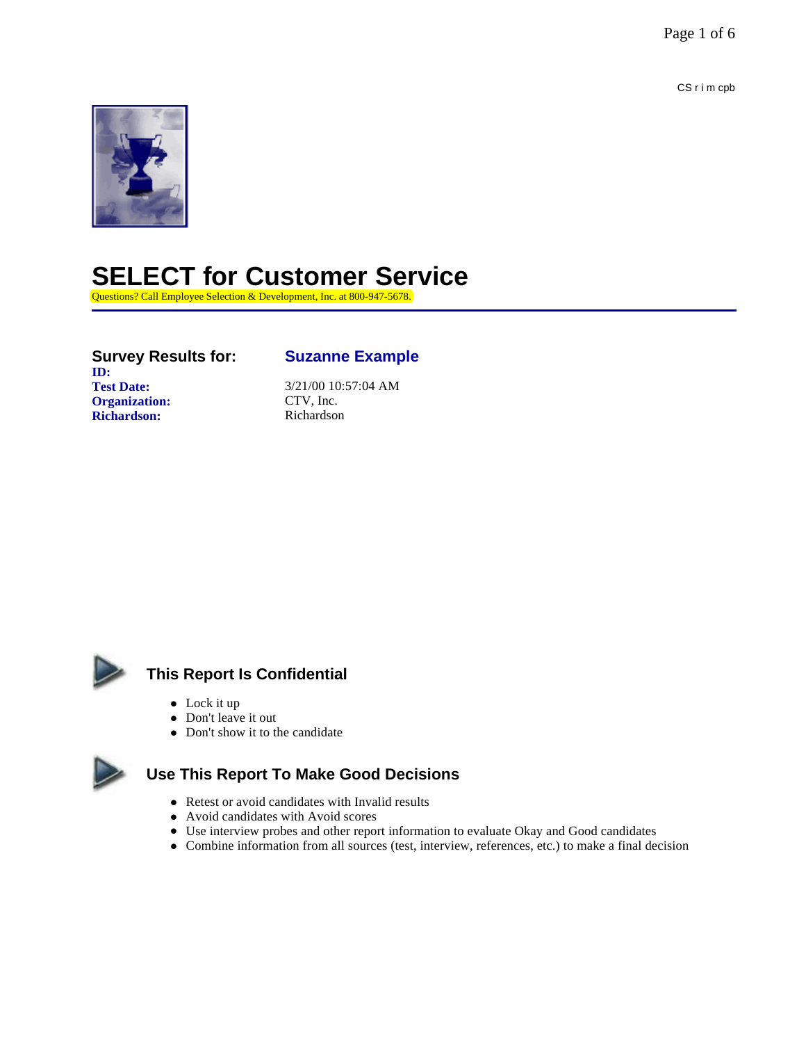CS r i m cpb

# SELECT for Customer Service

Questions? Call Employee Selection & Development, Inc. at 800-947-5678.

| **Survey Results for:** | **Suzanne Example** |
|---|---|
| **ID:** | |
| **Test Date:** | 3/21/00 10:57:04 AM |
| **Organization:** | CTV, Inc. |
| **Richardson:** | Richardson |

## This Report Is Confidential

- Lock it up
- Don't leave it out
- Don't show it to the candidate

## Use This Report To Make Good Decisions

- Retest or avoid candidates with Invalid results
- Avoid candidates with Avoid scores
- Use interview probes and other report information to evaluate Okay and Good candidates
- Combine information from all sources (test, interview, references, etc.) to make a final decision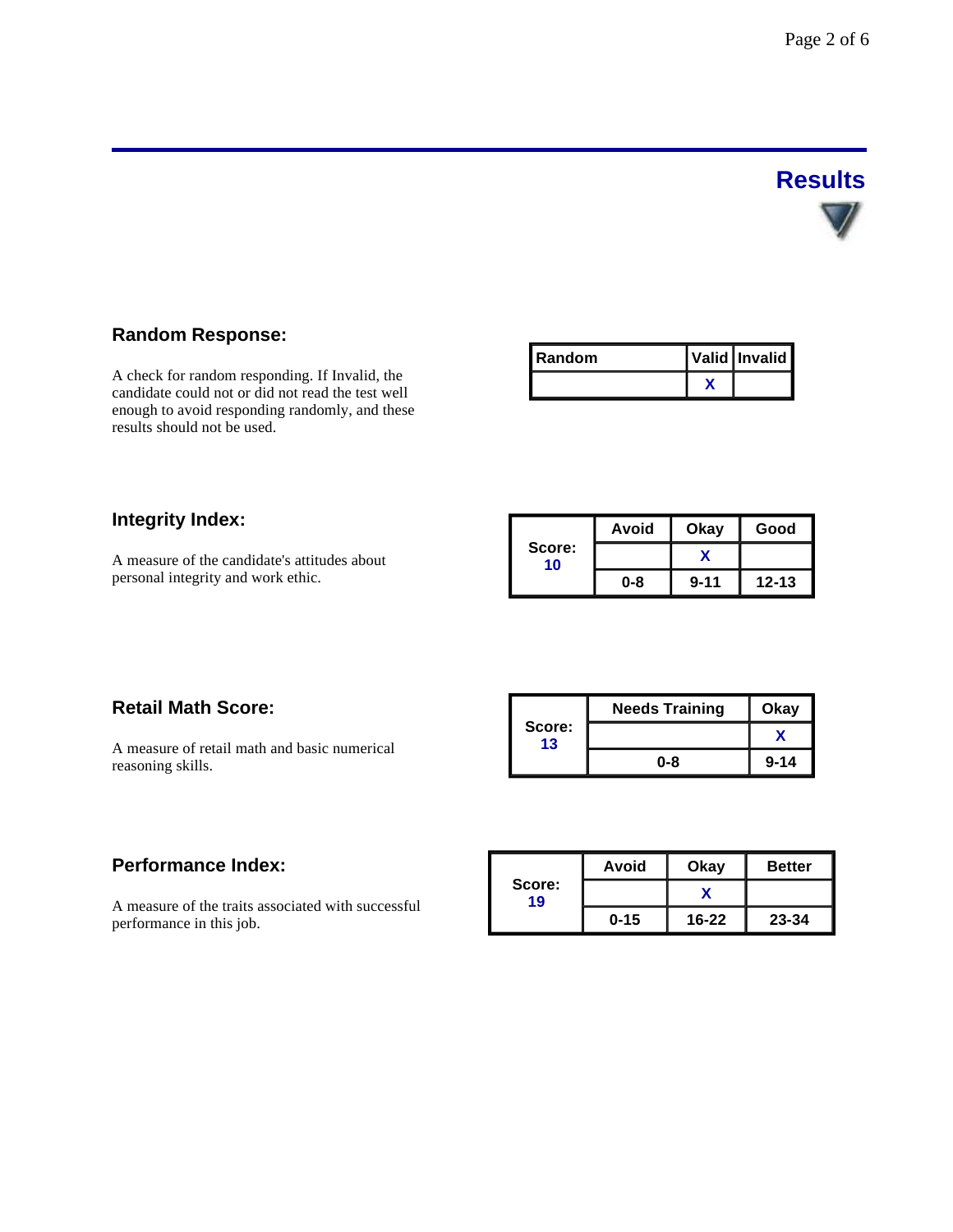# Results

## Random Response:

A check for random responding. If Invalid, the candidate could not or did not read the test well enough to avoid responding randomly, and these results should not be used.

| Random | Valid | Invalid |
|---|---|---|
| | X | |

## Integrity Index:

A measure of the candidate's attitudes about personal integrity and work ethic.

| Score: 10 | Avoid | Okay | Good |
|---|---|---|---|
| | | X | |
| | 0-8 | 9-11 | 12-13 |

## Retail Math Score:

A measure of retail math and basic numerical reasoning skills.

| Score: 13 | Needs Training | Okay |
|---|---|---|
| | | X |
| | 0-8 | 9-14 |

## Performance Index:

A measure of the traits associated with successful performance in this job.

| Score: 19 | Avoid | Okay | Better |
|---|---|---|---|
| | | X | |
| | 0-15 | 16-22 | 23-34 |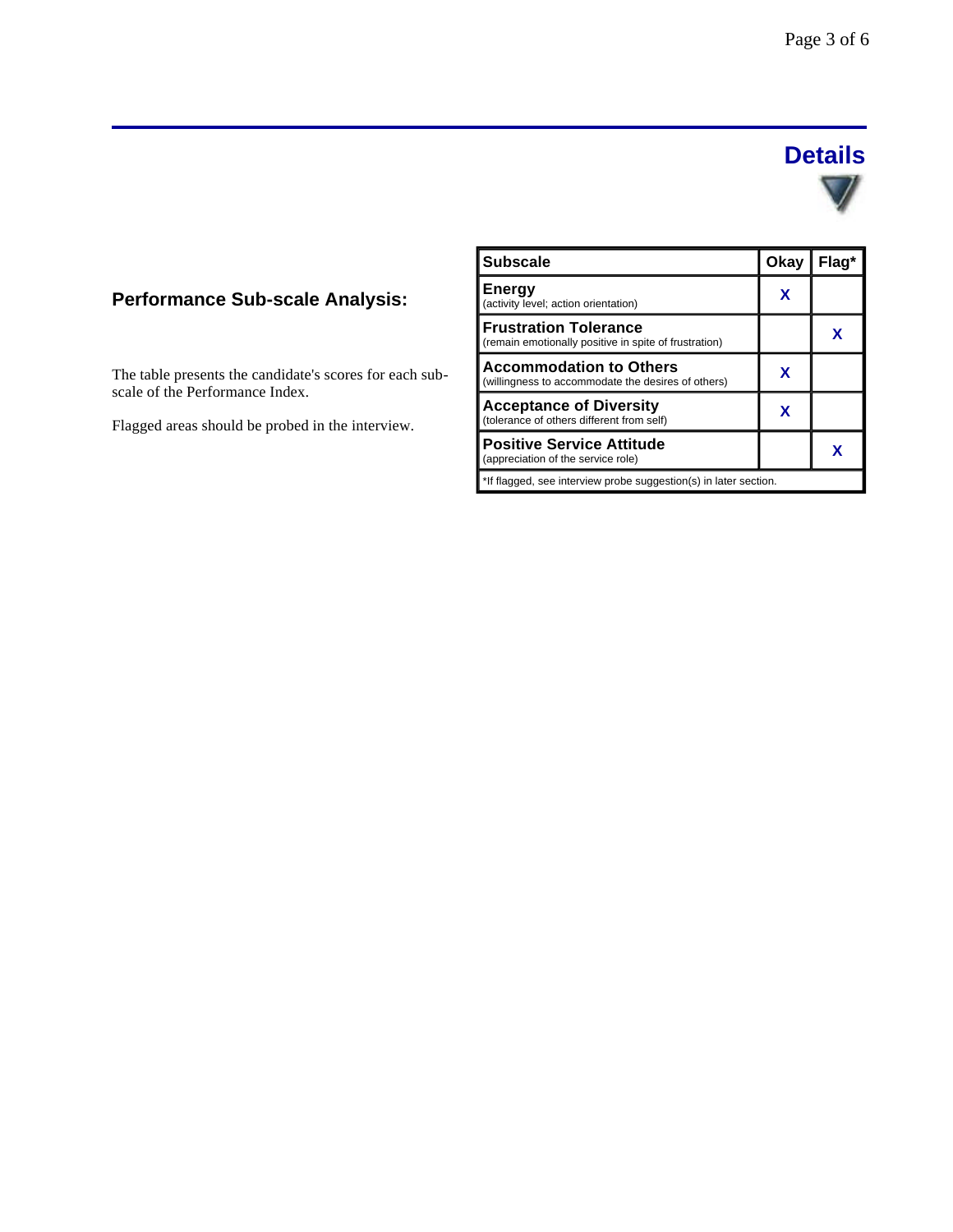# Details

## Performance Sub-scale Analysis:

The table presents the candidate's scores for each sub-scale of the Performance Index.

Flagged areas should be probed in the interview.

| Subscale | Okay | Flag* |
|---|---|---|
| **Energy** (activity level; action orientation) | X | |
| **Frustration Tolerance** (remain emotionally positive in spite of frustration) | | X |
| **Accommodation to Others** (willingness to accommodate the desires of others) | X | |
| **Acceptance of Diversity** (tolerance of others different from self) | X | |
| **Positive Service Attitude** (appreciation of the service role) | | X |
| *If flagged, see interview probe suggestion(s) in later section. | | |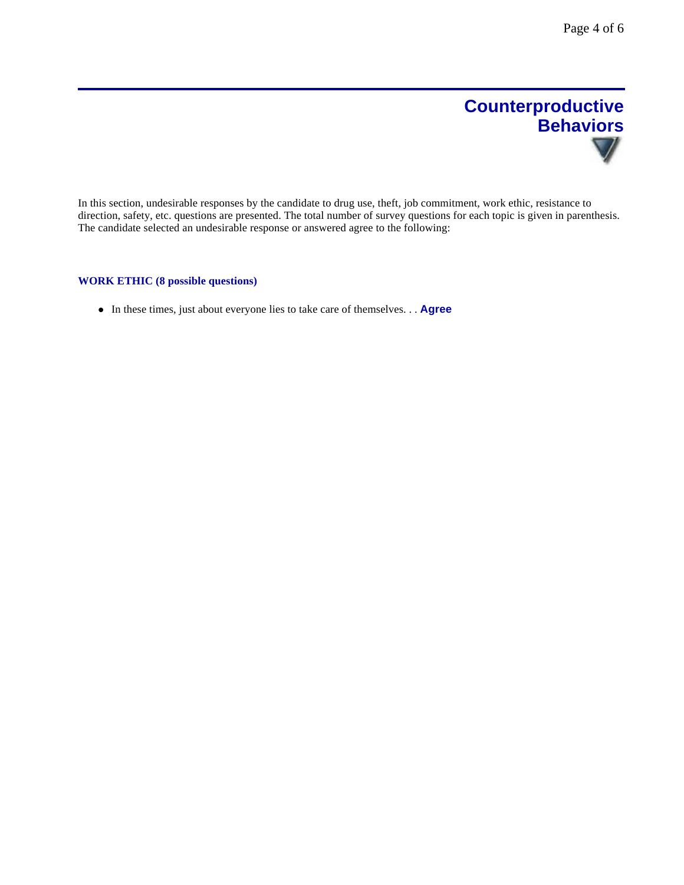# Counterproductive Behaviors

In this section, undesirable responses by the candidate to drug use, theft, job commitment, work ethic, resistance to direction, safety, etc. questions are presented. The total number of survey questions for each topic is given in parenthesis. The candidate selected an undesirable response or answered agree to the following:

### WORK ETHIC (8 possible questions)

- In these times, just about everyone lies to take care of themselves. . . **Agree**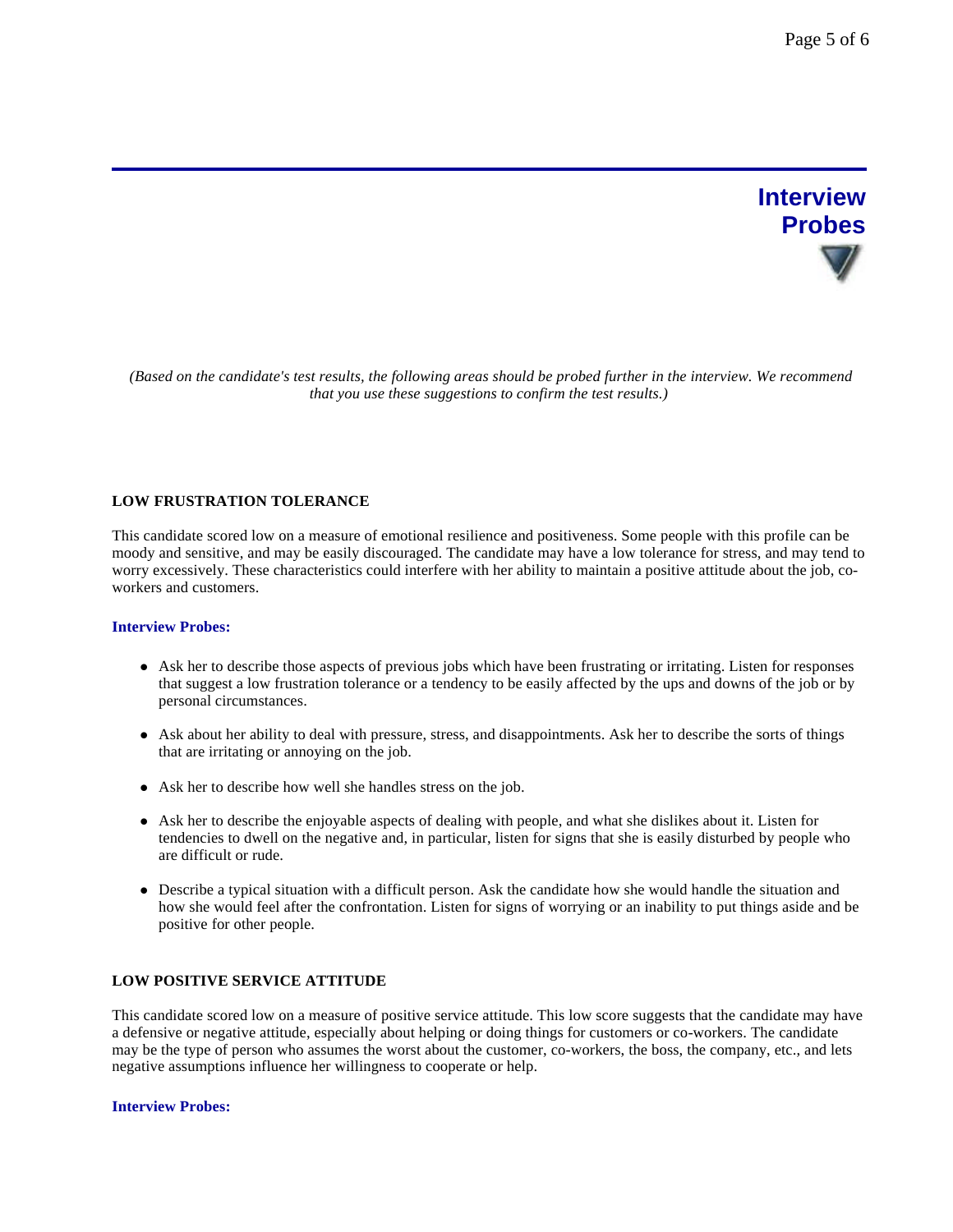# Interview Probes

*(Based on the candidate's test results, the following areas should be probed further in the interview. We recommend that you use these suggestions to confirm the test results.)*

## LOW FRUSTRATION TOLERANCE

This candidate scored low on a measure of emotional resilience and positiveness. Some people with this profile can be moody and sensitive, and may be easily discouraged. The candidate may have a low tolerance for stress, and may tend to worry excessively. These characteristics could interfere with her ability to maintain a positive attitude about the job, co-workers and customers.

### Interview Probes:

- Ask her to describe those aspects of previous jobs which have been frustrating or irritating. Listen for responses that suggest a low frustration tolerance or a tendency to be easily affected by the ups and downs of the job or by personal circumstances.
- Ask about her ability to deal with pressure, stress, and disappointments. Ask her to describe the sorts of things that are irritating or annoying on the job.
- Ask her to describe how well she handles stress on the job.
- Ask her to describe the enjoyable aspects of dealing with people, and what she dislikes about it. Listen for tendencies to dwell on the negative and, in particular, listen for signs that she is easily disturbed by people who are difficult or rude.
- Describe a typical situation with a difficult person. Ask the candidate how she would handle the situation and how she would feel after the confrontation. Listen for signs of worrying or an inability to put things aside and be positive for other people.

## LOW POSITIVE SERVICE ATTITUDE

This candidate scored low on a measure of positive service attitude. This low score suggests that the candidate may have a defensive or negative attitude, especially about helping or doing things for customers or co-workers. The candidate may be the type of person who assumes the worst about the customer, co-workers, the boss, the company, etc., and lets negative assumptions influence her willingness to cooperate or help.

### Interview Probes: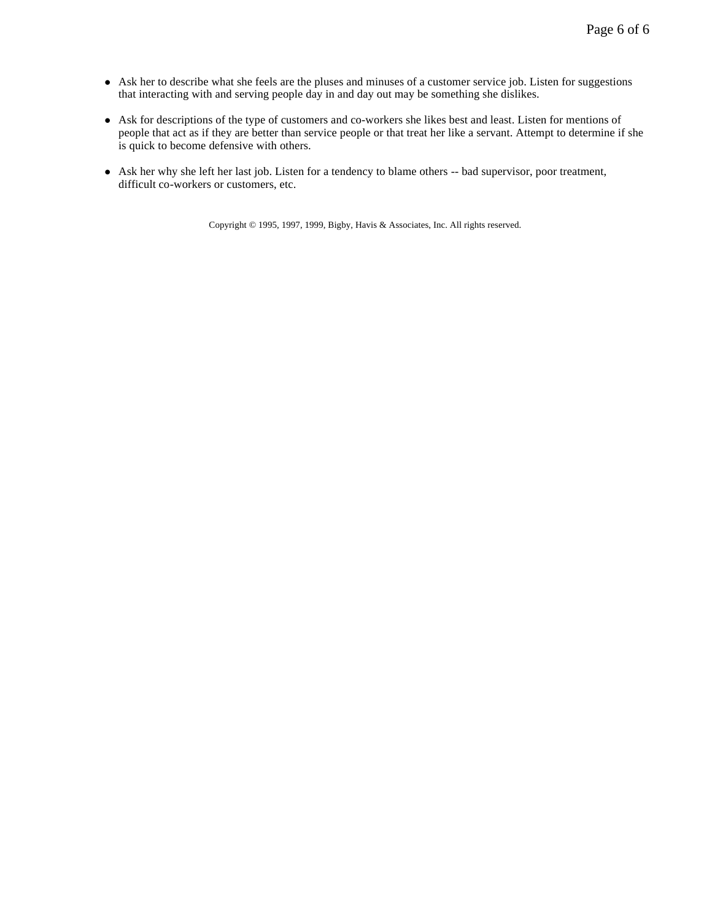- Ask her to describe what she feels are the pluses and minuses of a customer service job. Listen for suggestions that interacting with and serving people day in and day out may be something she dislikes.

- Ask for descriptions of the type of customers and co-workers she likes best and least. Listen for mentions of people that act as if they are better than service people or that treat her like a servant. Attempt to determine if she is quick to become defensive with others.

- Ask her why she left her last job. Listen for a tendency to blame others -- bad supervisor, poor treatment, difficult co-workers or customers, etc.

Copyright © 1995, 1997, 1999, Bigby, Havis & Associates, Inc. All rights reserved.